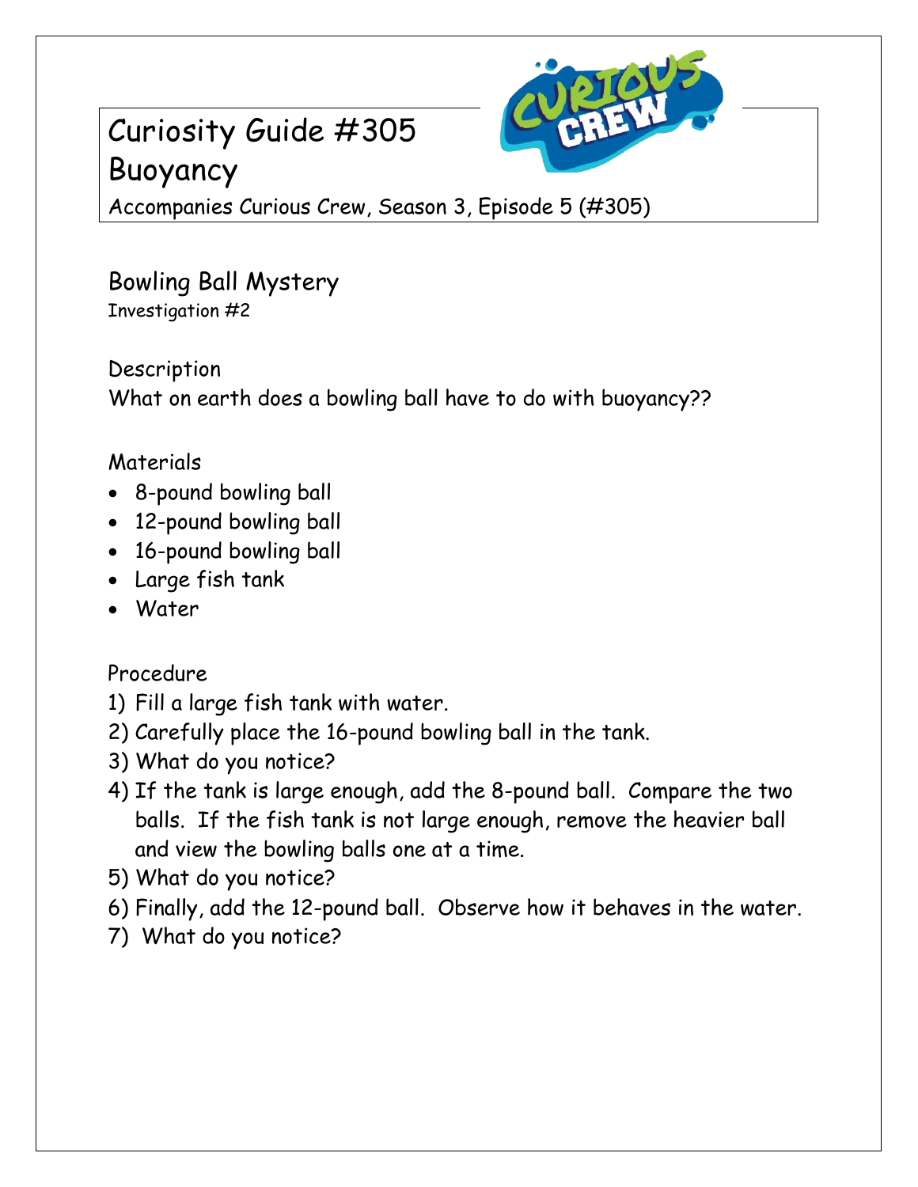# Curiosity Guide #305
# Buoyancy

Accompanies Curious Crew, Season 3, Episode 5 (#305)

## Bowling Ball Mystery

Investigation #2

### Description

What on earth does a bowling ball have to do with buoyancy??

### Materials

- 8-pound bowling ball
- 12-pound bowling ball
- 16-pound bowling ball
- Large fish tank
- Water

### Procedure

1) Fill a large fish tank with water.
2) Carefully place the 16-pound bowling ball in the tank.
3) What do you notice?
4) If the tank is large enough, add the 8-pound ball. Compare the two balls. If the fish tank is not large enough, remove the heavier ball and view the bowling balls one at a time.
5) What do you notice?
6) Finally, add the 12-pound ball. Observe how it behaves in the water.
7) What do you notice?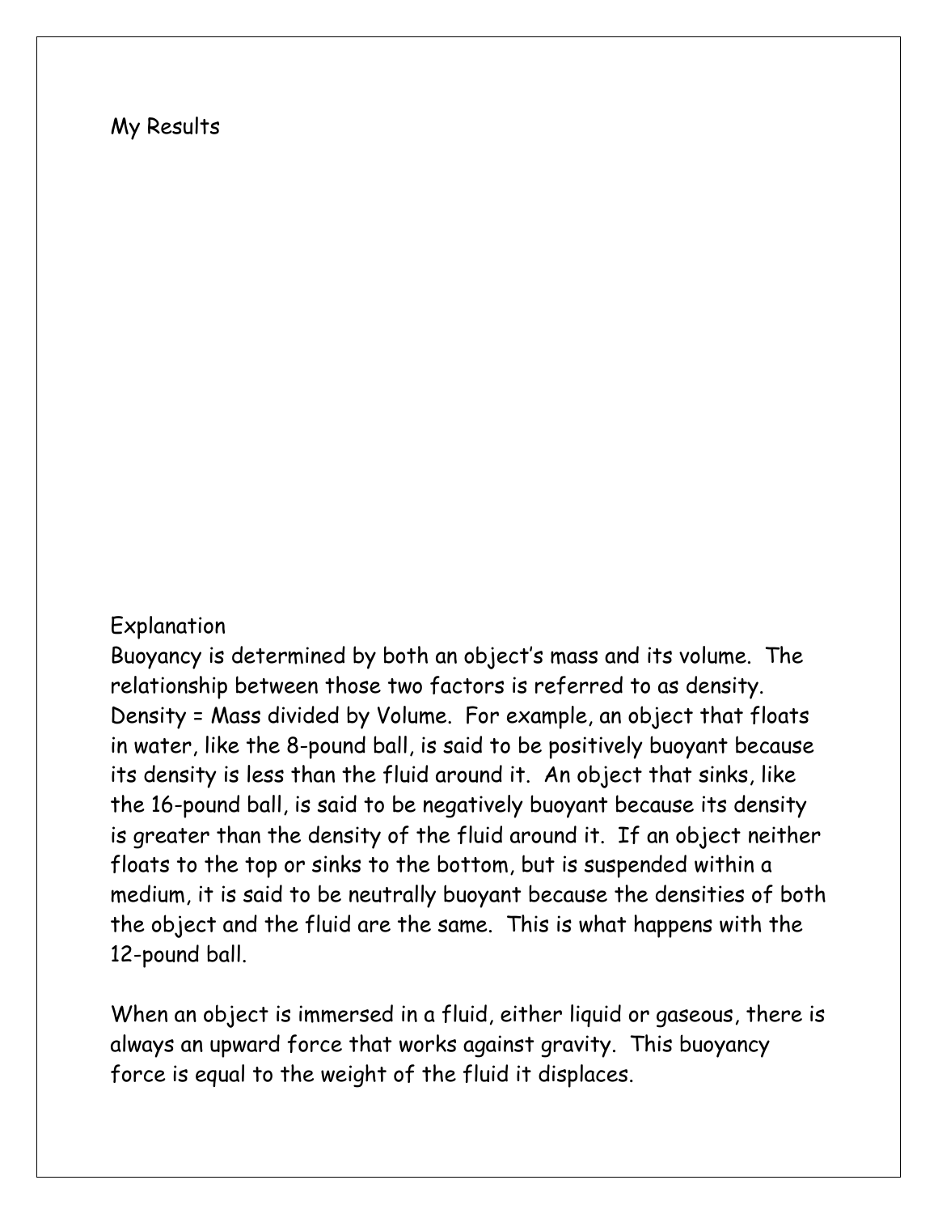## My Results

## Explanation

Buoyancy is determined by both an object's mass and its volume. The relationship between those two factors is referred to as density. Density = Mass divided by Volume. For example, an object that floats in water, like the 8-pound ball, is said to be positively buoyant because its density is less than the fluid around it. An object that sinks, like the 16-pound ball, is said to be negatively buoyant because its density is greater than the density of the fluid around it. If an object neither floats to the top or sinks to the bottom, but is suspended within a medium, it is said to be neutrally buoyant because the densities of both the object and the fluid are the same. This is what happens with the 12-pound ball.

When an object is immersed in a fluid, either liquid or gaseous, there is always an upward force that works against gravity. This buoyancy force is equal to the weight of the fluid it displaces.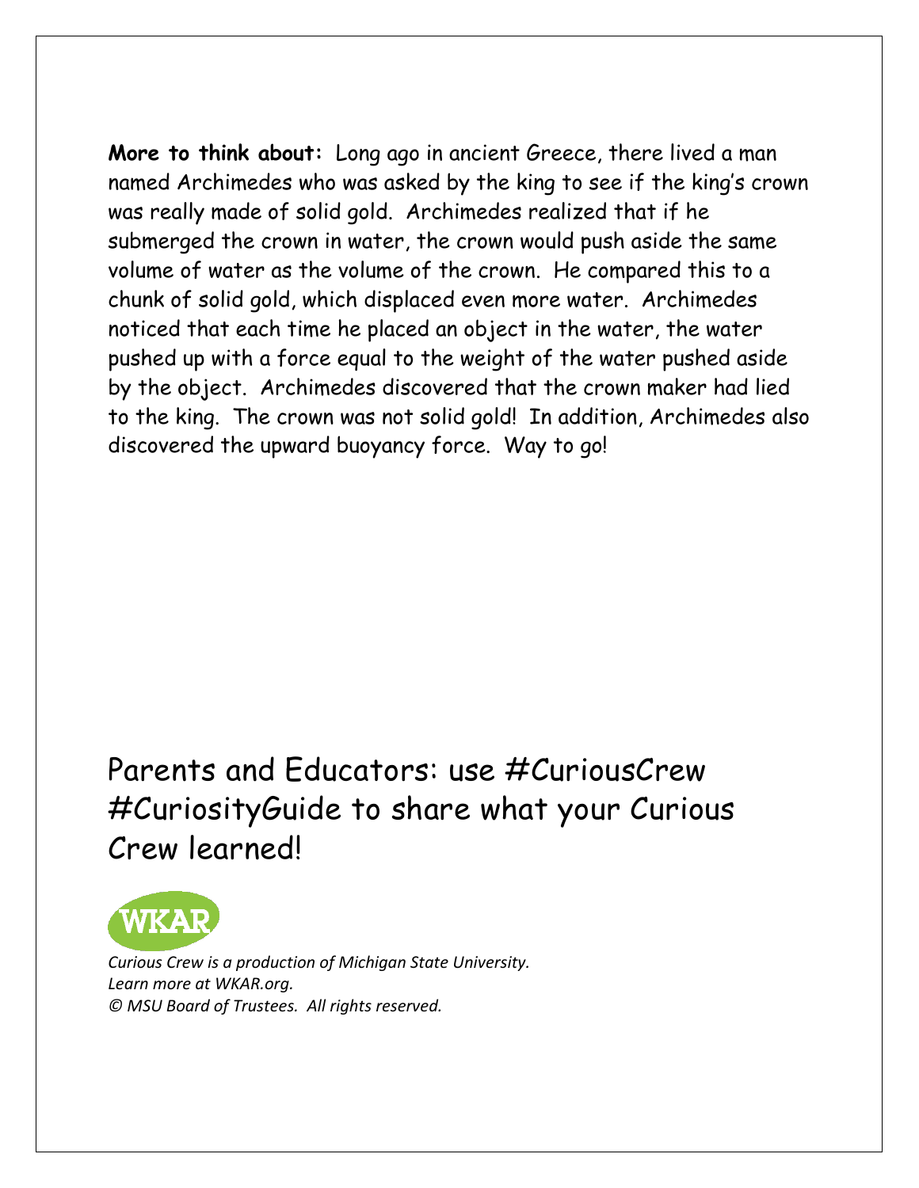**More to think about:** Long ago in ancient Greece, there lived a man named Archimedes who was asked by the king to see if the king's crown was really made of solid gold. Archimedes realized that if he submerged the crown in water, the crown would push aside the same volume of water as the volume of the crown. He compared this to a chunk of solid gold, which displaced even more water. Archimedes noticed that each time he placed an object in the water, the water pushed up with a force equal to the weight of the water pushed aside by the object. Archimedes discovered that the crown maker had lied to the king. The crown was not solid gold! In addition, Archimedes also discovered the upward buoyancy force. Way to go!

Parents and Educators: use #CuriousCrew #CuriosityGuide to share what your Curious Crew learned!

WKAR

*Curious Crew is a production of Michigan State University.*
*Learn more at WKAR.org.*
*© MSU Board of Trustees. All rights reserved.*